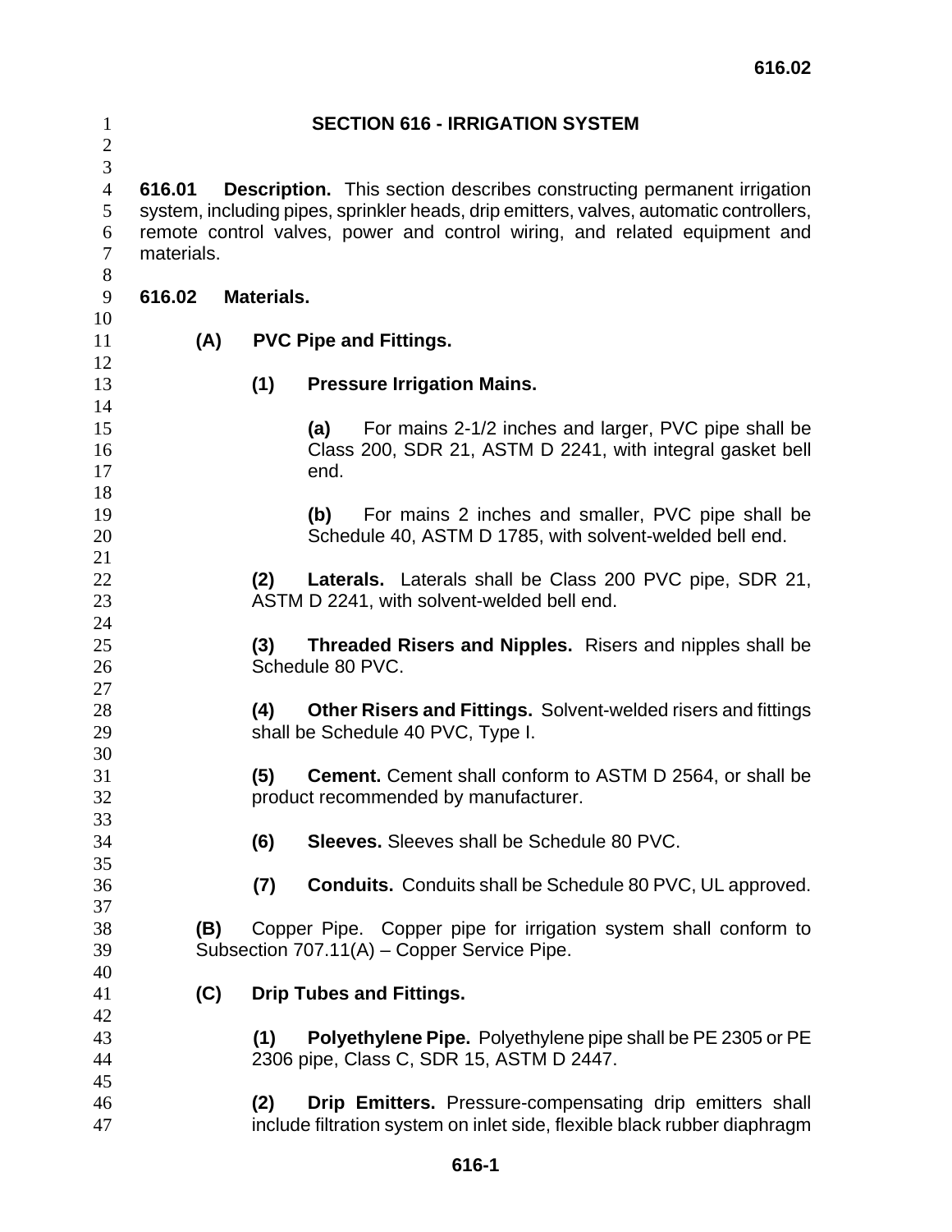# SECTION 616 - IRRIGATION SYSTEM

**616.01 Description.** This section describes constructing permanent irrigation system, including pipes, sprinkler heads, drip emitters, valves, automatic controllers, remote control valves, power and control wiring, and related equipment and materials.

## 616.02 Materials.

### (A) PVC Pipe and Fittings.

**(1) Pressure Irrigation Mains.**

**(a)** For mains 2-1/2 inches and larger, PVC pipe shall be Class 200, SDR 21, ASTM D 2241, with integral gasket bell end.

**(b)** For mains 2 inches and smaller, PVC pipe shall be Schedule 40, ASTM D 1785, with solvent-welded bell end.

**(2) Laterals.** Laterals shall be Class 200 PVC pipe, SDR 21, ASTM D 2241, with solvent-welded bell end.

**(3) Threaded Risers and Nipples.** Risers and nipples shall be Schedule 80 PVC.

**(4) Other Risers and Fittings.** Solvent-welded risers and fittings shall be Schedule 40 PVC, Type I.

**(5) Cement.** Cement shall conform to ASTM D 2564, or shall be product recommended by manufacturer.

**(6) Sleeves.** Sleeves shall be Schedule 80 PVC.

**(7) Conduits.** Conduits shall be Schedule 80 PVC, UL approved.

**(B)** Copper Pipe. Copper pipe for irrigation system shall conform to Subsection 707.11(A) – Copper Service Pipe.

### (C) Drip Tubes and Fittings.

**(1) Polyethylene Pipe.** Polyethylene pipe shall be PE 2305 or PE 2306 pipe, Class C, SDR 15, ASTM D 2447.

**(2) Drip Emitters.** Pressure-compensating drip emitters shall include filtration system on inlet side, flexible black rubber diaphragm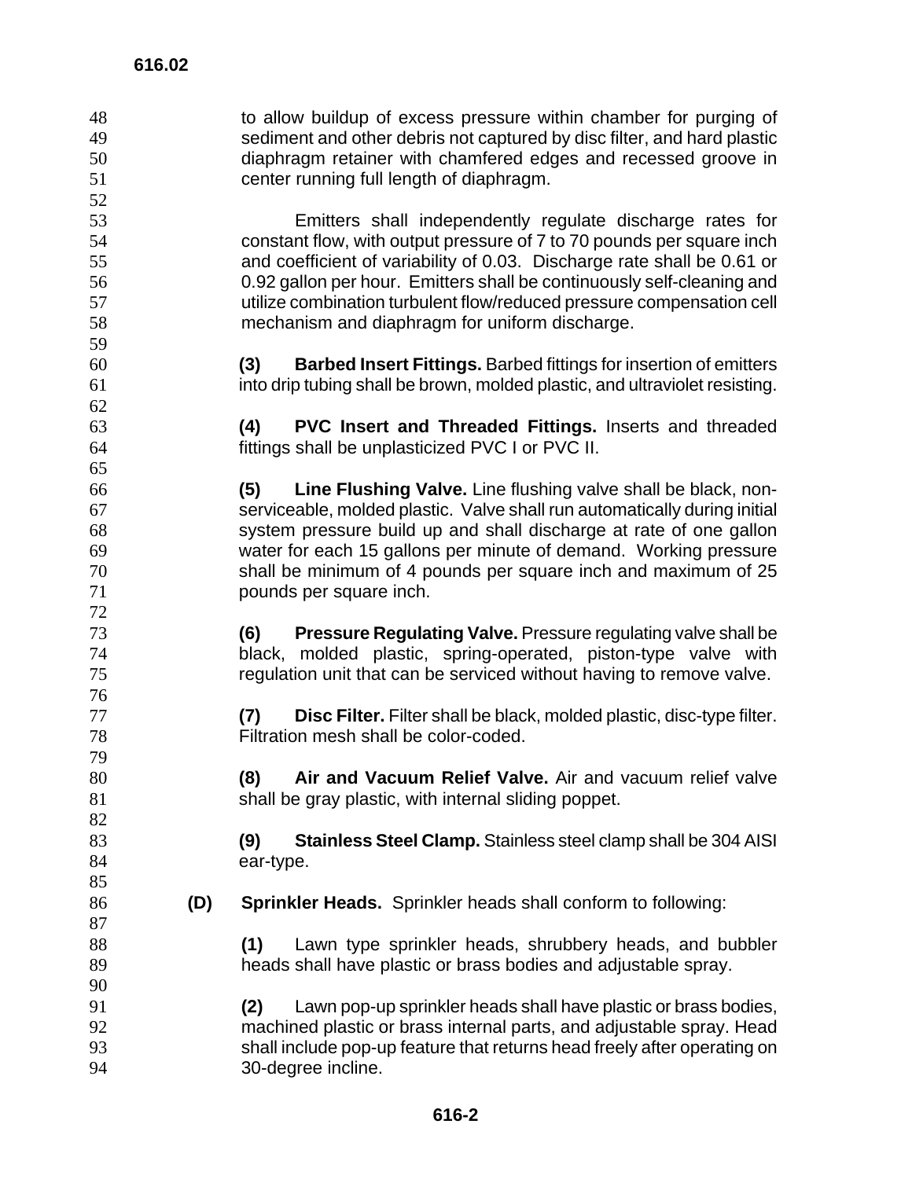to allow buildup of excess pressure within chamber for purging of sediment and other debris not captured by disc filter, and hard plastic diaphragm retainer with chamfered edges and recessed groove in center running full length of diaphragm.

Emitters shall independently regulate discharge rates for constant flow, with output pressure of 7 to 70 pounds per square inch and coefficient of variability of 0.03. Discharge rate shall be 0.61 or 0.92 gallon per hour. Emitters shall be continuously self-cleaning and utilize combination turbulent flow/reduced pressure compensation cell mechanism and diaphragm for uniform discharge.

**(3) Barbed Insert Fittings.** Barbed fittings for insertion of emitters into drip tubing shall be brown, molded plastic, and ultraviolet resisting.

**(4) PVC Insert and Threaded Fittings.** Inserts and threaded fittings shall be unplasticized PVC I or PVC II.

**(5) Line Flushing Valve.** Line flushing valve shall be black, non-serviceable, molded plastic. Valve shall run automatically during initial system pressure build up and shall discharge at rate of one gallon water for each 15 gallons per minute of demand. Working pressure shall be minimum of 4 pounds per square inch and maximum of 25 pounds per square inch.

**(6) Pressure Regulating Valve.** Pressure regulating valve shall be black, molded plastic, spring-operated, piston-type valve with regulation unit that can be serviced without having to remove valve.

**(7) Disc Filter.** Filter shall be black, molded plastic, disc-type filter. Filtration mesh shall be color-coded.

**(8) Air and Vacuum Relief Valve.** Air and vacuum relief valve shall be gray plastic, with internal sliding poppet.

**(9) Stainless Steel Clamp.** Stainless steel clamp shall be 304 AISI ear-type.

**(D) Sprinkler Heads.** Sprinkler heads shall conform to following:

**(1)** Lawn type sprinkler heads, shrubbery heads, and bubbler heads shall have plastic or brass bodies and adjustable spray.

**(2)** Lawn pop-up sprinkler heads shall have plastic or brass bodies, machined plastic or brass internal parts, and adjustable spray. Head shall include pop-up feature that returns head freely after operating on 30-degree incline.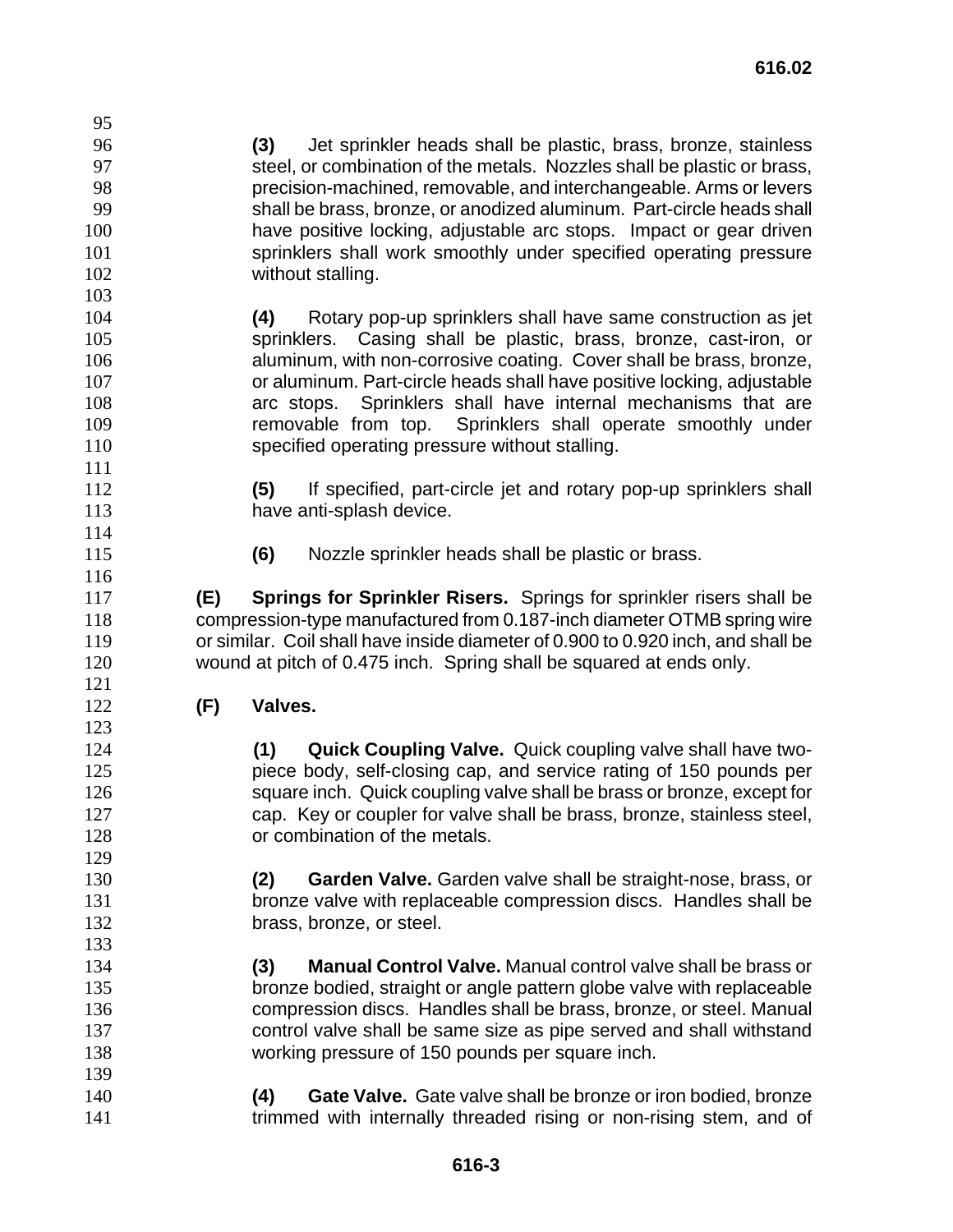**(3)** Jet sprinkler heads shall be plastic, brass, bronze, stainless steel, or combination of the metals. Nozzles shall be plastic or brass, precision-machined, removable, and interchangeable. Arms or levers shall be brass, bronze, or anodized aluminum. Part-circle heads shall have positive locking, adjustable arc stops. Impact or gear driven sprinklers shall work smoothly under specified operating pressure without stalling.

**(4)** Rotary pop-up sprinklers shall have same construction as jet sprinklers. Casing shall be plastic, brass, bronze, cast-iron, or aluminum, with non-corrosive coating. Cover shall be brass, bronze, or aluminum. Part-circle heads shall have positive locking, adjustable arc stops. Sprinklers shall have internal mechanisms that are removable from top. Sprinklers shall operate smoothly under specified operating pressure without stalling.

**(5)** If specified, part-circle jet and rotary pop-up sprinklers shall have anti-splash device.

**(6)** Nozzle sprinkler heads shall be plastic or brass.

**(E) Springs for Sprinkler Risers.** Springs for sprinkler risers shall be compression-type manufactured from 0.187-inch diameter OTMB spring wire or similar. Coil shall have inside diameter of 0.900 to 0.920 inch, and shall be wound at pitch of 0.475 inch. Spring shall be squared at ends only.

**(F) Valves.**

**(1) Quick Coupling Valve.** Quick coupling valve shall have two-piece body, self-closing cap, and service rating of 150 pounds per square inch. Quick coupling valve shall be brass or bronze, except for cap. Key or coupler for valve shall be brass, bronze, stainless steel, or combination of the metals.

**(2) Garden Valve.** Garden valve shall be straight-nose, brass, or bronze valve with replaceable compression discs. Handles shall be brass, bronze, or steel.

**(3) Manual Control Valve.** Manual control valve shall be brass or bronze bodied, straight or angle pattern globe valve with replaceable compression discs. Handles shall be brass, bronze, or steel. Manual control valve shall be same size as pipe served and shall withstand working pressure of 150 pounds per square inch.

**(4) Gate Valve.** Gate valve shall be bronze or iron bodied, bronze trimmed with internally threaded rising or non-rising stem, and of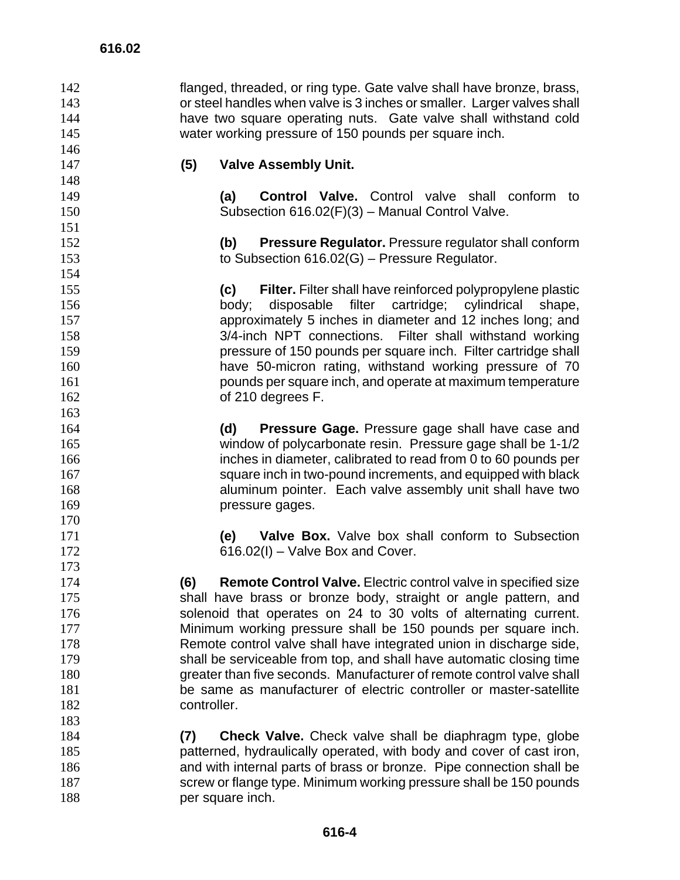flanged, threaded, or ring type. Gate valve shall have bronze, brass, or steel handles when valve is 3 inches or smaller. Larger valves shall have two square operating nuts. Gate valve shall withstand cold water working pressure of 150 pounds per square inch.

**(5) Valve Assembly Unit.**

**(a) Control Valve.** Control valve shall conform to Subsection 616.02(F)(3) – Manual Control Valve.

**(b) Pressure Regulator.** Pressure regulator shall conform to Subsection 616.02(G) – Pressure Regulator.

**(c) Filter.** Filter shall have reinforced polypropylene plastic body; disposable filter cartridge; cylindrical shape, approximately 5 inches in diameter and 12 inches long; and 3/4-inch NPT connections. Filter shall withstand working pressure of 150 pounds per square inch. Filter cartridge shall have 50-micron rating, withstand working pressure of 70 pounds per square inch, and operate at maximum temperature of 210 degrees F.

**(d) Pressure Gage.** Pressure gage shall have case and window of polycarbonate resin. Pressure gage shall be 1-1/2 inches in diameter, calibrated to read from 0 to 60 pounds per square inch in two-pound increments, and equipped with black aluminum pointer. Each valve assembly unit shall have two pressure gages.

**(e) Valve Box.** Valve box shall conform to Subsection 616.02(I) – Valve Box and Cover.

**(6) Remote Control Valve.** Electric control valve in specified size shall have brass or bronze body, straight or angle pattern, and solenoid that operates on 24 to 30 volts of alternating current. Minimum working pressure shall be 150 pounds per square inch. Remote control valve shall have integrated union in discharge side, shall be serviceable from top, and shall have automatic closing time greater than five seconds. Manufacturer of remote control valve shall be same as manufacturer of electric controller or master-satellite controller.

**(7) Check Valve.** Check valve shall be diaphragm type, globe patterned, hydraulically operated, with body and cover of cast iron, and with internal parts of brass or bronze. Pipe connection shall be screw or flange type. Minimum working pressure shall be 150 pounds per square inch.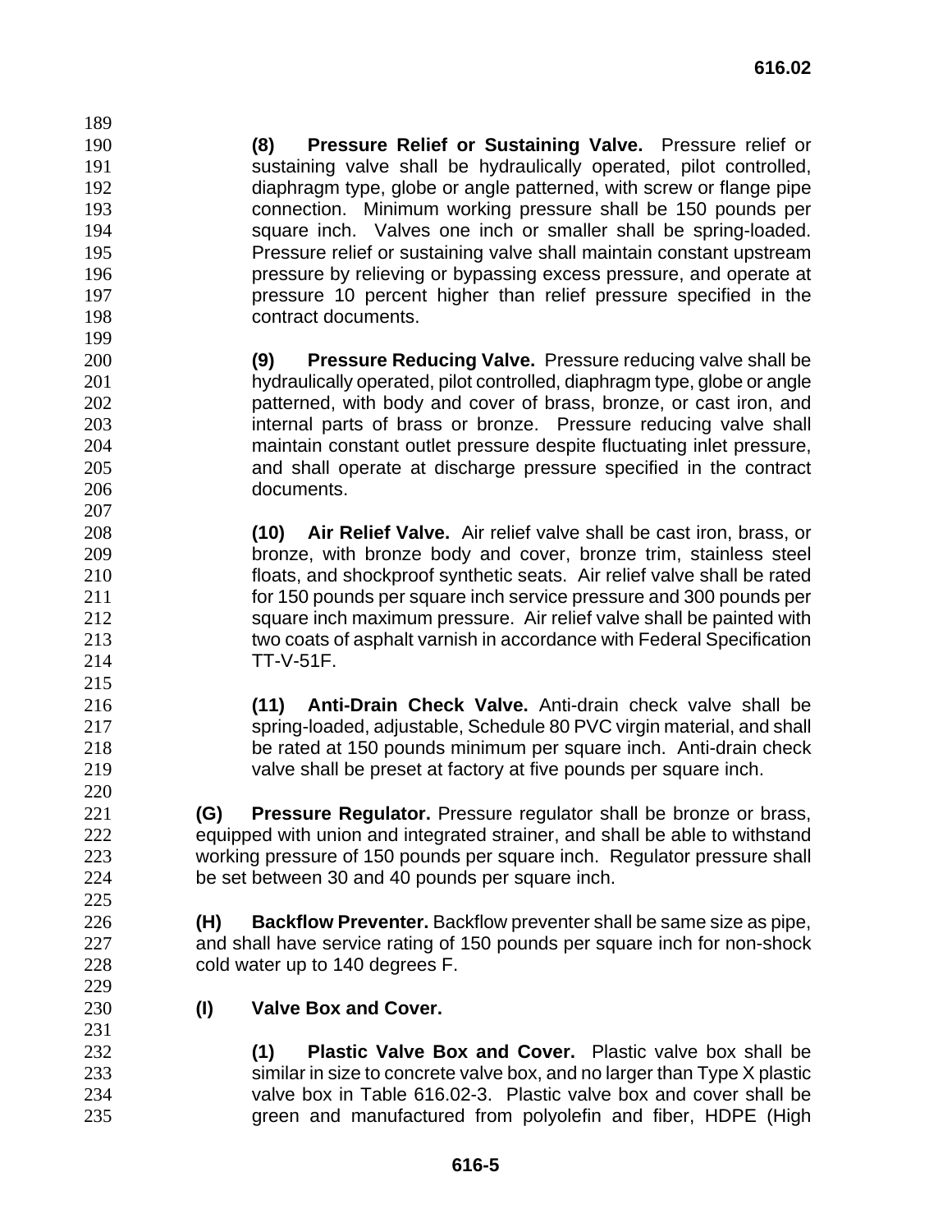**(8) Pressure Relief or Sustaining Valve.** Pressure relief or sustaining valve shall be hydraulically operated, pilot controlled, diaphragm type, globe or angle patterned, with screw or flange pipe connection. Minimum working pressure shall be 150 pounds per square inch. Valves one inch or smaller shall be spring-loaded. Pressure relief or sustaining valve shall maintain constant upstream pressure by relieving or bypassing excess pressure, and operate at pressure 10 percent higher than relief pressure specified in the contract documents.

**(9) Pressure Reducing Valve.** Pressure reducing valve shall be hydraulically operated, pilot controlled, diaphragm type, globe or angle patterned, with body and cover of brass, bronze, or cast iron, and internal parts of brass or bronze. Pressure reducing valve shall maintain constant outlet pressure despite fluctuating inlet pressure, and shall operate at discharge pressure specified in the contract documents.

**(10) Air Relief Valve.** Air relief valve shall be cast iron, brass, or bronze, with bronze body and cover, bronze trim, stainless steel floats, and shockproof synthetic seats. Air relief valve shall be rated for 150 pounds per square inch service pressure and 300 pounds per square inch maximum pressure. Air relief valve shall be painted with two coats of asphalt varnish in accordance with Federal Specification TT-V-51F.

**(11) Anti-Drain Check Valve.** Anti-drain check valve shall be spring-loaded, adjustable, Schedule 80 PVC virgin material, and shall be rated at 150 pounds minimum per square inch. Anti-drain check valve shall be preset at factory at five pounds per square inch.

**(G) Pressure Regulator.** Pressure regulator shall be bronze or brass, equipped with union and integrated strainer, and shall be able to withstand working pressure of 150 pounds per square inch. Regulator pressure shall be set between 30 and 40 pounds per square inch.

**(H) Backflow Preventer.** Backflow preventer shall be same size as pipe, and shall have service rating of 150 pounds per square inch for non-shock cold water up to 140 degrees F.

**(I) Valve Box and Cover.**

**(1) Plastic Valve Box and Cover.** Plastic valve box shall be similar in size to concrete valve box, and no larger than Type X plastic valve box in Table 616.02-3. Plastic valve box and cover shall be green and manufactured from polyolefin and fiber, HDPE (High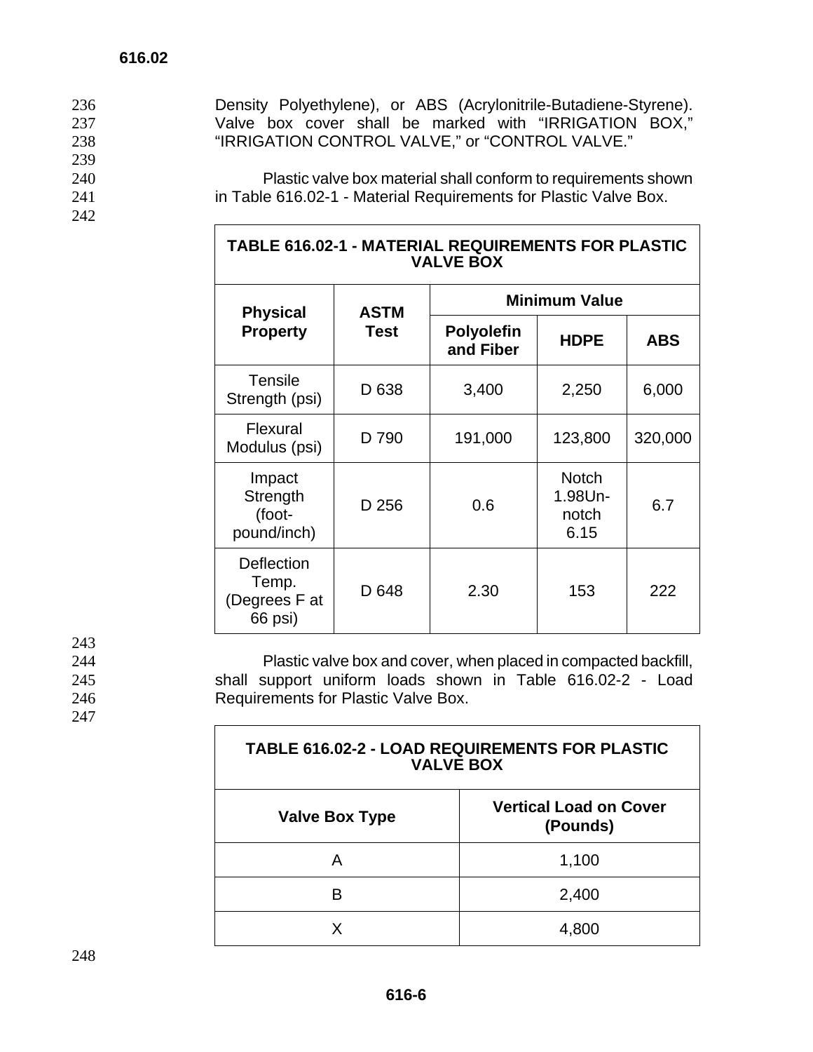Density Polyethylene), or ABS (Acrylonitrile-Butadiene-Styrene). Valve box cover shall be marked with "IRRIGATION BOX," "IRRIGATION CONTROL VALVE," or "CONTROL VALVE."

Plastic valve box material shall conform to requirements shown in Table 616.02-1 - Material Requirements for Plastic Valve Box.

**TABLE 616.02-1 - MATERIAL REQUIREMENTS FOR PLASTIC VALVE BOX**

| Physical Property | ASTM Test | Minimum Value | | |
|---|---|---|---|---|
| | | Polyolefin and Fiber | HDPE | ABS |
| Tensile Strength (psi) | D 638 | 3,400 | 2,250 | 6,000 |
| Flexural Modulus (psi) | D 790 | 191,000 | 123,800 | 320,000 |
| Impact Strength (foot-pound/inch) | D 256 | 0.6 | Notch 1.98Un-notch 6.15 | 6.7 |
| Deflection Temp. (Degrees F at 66 psi) | D 648 | 2.30 | 153 | 222 |

Plastic valve box and cover, when placed in compacted backfill, shall support uniform loads shown in Table 616.02-2 - Load Requirements for Plastic Valve Box.

**TABLE 616.02-2 - LOAD REQUIREMENTS FOR PLASTIC VALVE BOX**

| Valve Box Type | Vertical Load on Cover (Pounds) |
|---|---|
| A | 1,100 |
| B | 2,400 |
| X | 4,800 |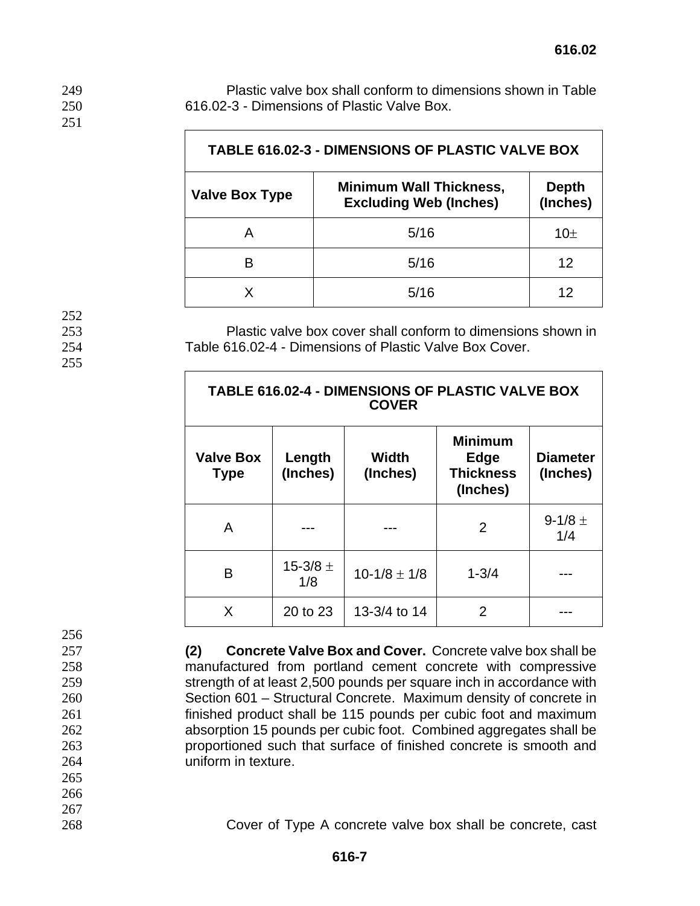Plastic valve box shall conform to dimensions shown in Table 616.02-3 - Dimensions of Plastic Valve Box.

| TABLE 616.02-3 - DIMENSIONS OF PLASTIC VALVE BOX | | |
|---|---|---|
| **Valve Box Type** | **Minimum Wall Thickness, Excluding Web (Inches)** | **Depth (Inches)** |
| A | 5/16 | 10± |
| B | 5/16 | 12 |
| X | 5/16 | 12 |

Plastic valve box cover shall conform to dimensions shown in Table 616.02-4 - Dimensions of Plastic Valve Box Cover.

| TABLE 616.02-4 - DIMENSIONS OF PLASTIC VALVE BOX COVER | | | | |
|---|---|---|---|---|
| **Valve Box Type** | **Length (Inches)** | **Width (Inches)** | **Minimum Edge Thickness (Inches)** | **Diameter (Inches)** |
| A | --- | --- | 2 | 9-1/8 ± 1/4 |
| B | 15-3/8 ± 1/8 | 10-1/8 ± 1/8 | 1-3/4 | --- |
| X | 20 to 23 | 13-3/4 to 14 | 2 | --- |

**(2) Concrete Valve Box and Cover.** Concrete valve box shall be manufactured from portland cement concrete with compressive strength of at least 2,500 pounds per square inch in accordance with Section 601 – Structural Concrete. Maximum density of concrete in finished product shall be 115 pounds per cubic foot and maximum absorption 15 pounds per cubic foot. Combined aggregates shall be proportioned such that surface of finished concrete is smooth and uniform in texture.

Cover of Type A concrete valve box shall be concrete, cast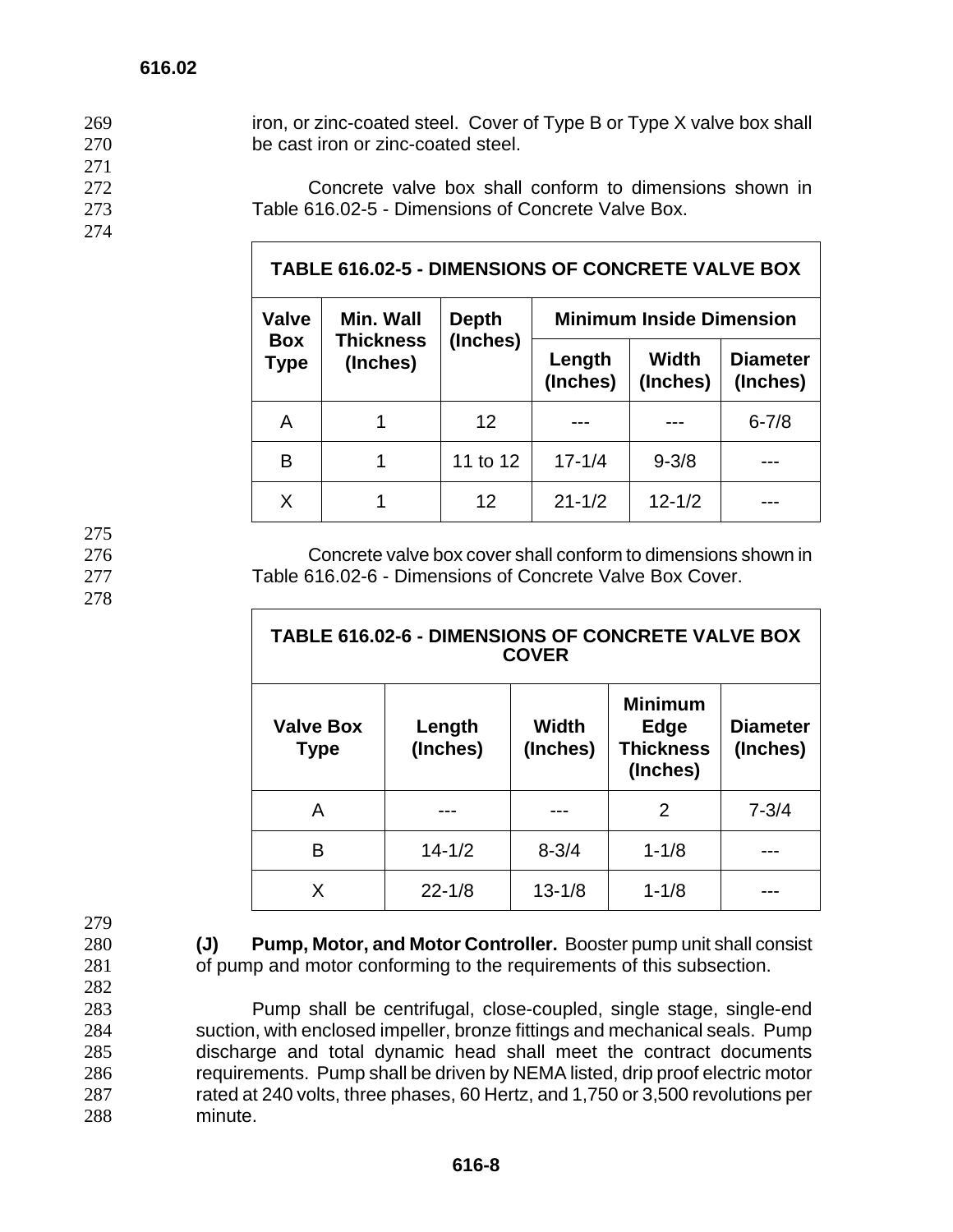iron, or zinc-coated steel. Cover of Type B or Type X valve box shall be cast iron or zinc-coated steel.

Concrete valve box shall conform to dimensions shown in Table 616.02-5 - Dimensions of Concrete Valve Box.

| TABLE 616.02-5 - DIMENSIONS OF CONCRETE VALVE BOX | | | | | |
|---|---|---|---|---|---|
| Valve Box Type | Min. Wall Thickness (Inches) | Depth (Inches) | Minimum Inside Dimension | | |
| | | | Length (Inches) | Width (Inches) | Diameter (Inches) |
| A | 1 | 12 | --- | --- | 6-7/8 |
| B | 1 | 11 to 12 | 17-1/4 | 9-3/8 | --- |
| X | 1 | 12 | 21-1/2 | 12-1/2 | --- |

Concrete valve box cover shall conform to dimensions shown in Table 616.02-6 - Dimensions of Concrete Valve Box Cover.

| TABLE 616.02-6 - DIMENSIONS OF CONCRETE VALVE BOX COVER | | | | |
|---|---|---|---|---|
| Valve Box Type | Length (Inches) | Width (Inches) | Minimum Edge Thickness (Inches) | Diameter (Inches) |
| A | --- | --- | 2 | 7-3/4 |
| B | 14-1/2 | 8-3/4 | 1-1/8 | --- |
| X | 22-1/8 | 13-1/8 | 1-1/8 | --- |

**(J) Pump, Motor, and Motor Controller.** Booster pump unit shall consist of pump and motor conforming to the requirements of this subsection.

Pump shall be centrifugal, close-coupled, single stage, single-end suction, with enclosed impeller, bronze fittings and mechanical seals. Pump discharge and total dynamic head shall meet the contract documents requirements. Pump shall be driven by NEMA listed, drip proof electric motor rated at 240 volts, three phases, 60 Hertz, and 1,750 or 3,500 revolutions per minute.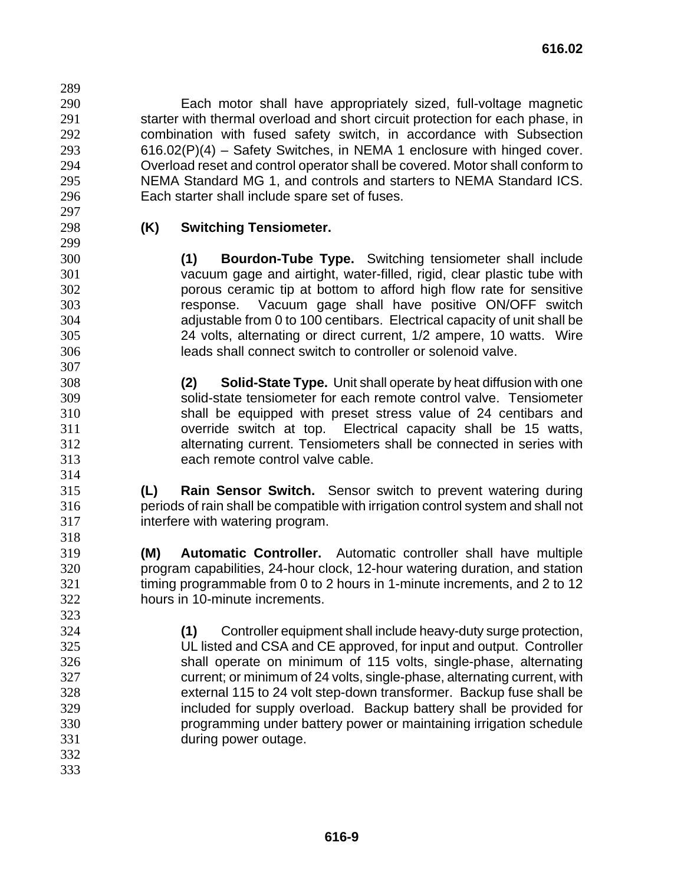Each motor shall have appropriately sized, full-voltage magnetic starter with thermal overload and short circuit protection for each phase, in combination with fused safety switch, in accordance with Subsection 616.02(P)(4) – Safety Switches, in NEMA 1 enclosure with hinged cover. Overload reset and control operator shall be covered. Motor shall conform to NEMA Standard MG 1, and controls and starters to NEMA Standard ICS. Each starter shall include spare set of fuses.

**(K) Switching Tensiometer.**

**(1) Bourdon-Tube Type.** Switching tensiometer shall include vacuum gage and airtight, water-filled, rigid, clear plastic tube with porous ceramic tip at bottom to afford high flow rate for sensitive response. Vacuum gage shall have positive ON/OFF switch adjustable from 0 to 100 centibars. Electrical capacity of unit shall be 24 volts, alternating or direct current, 1/2 ampere, 10 watts. Wire leads shall connect switch to controller or solenoid valve.

**(2) Solid-State Type.** Unit shall operate by heat diffusion with one solid-state tensiometer for each remote control valve. Tensiometer shall be equipped with preset stress value of 24 centibars and override switch at top. Electrical capacity shall be 15 watts, alternating current. Tensiometers shall be connected in series with each remote control valve cable.

**(L) Rain Sensor Switch.** Sensor switch to prevent watering during periods of rain shall be compatible with irrigation control system and shall not interfere with watering program.

**(M) Automatic Controller.** Automatic controller shall have multiple program capabilities, 24-hour clock, 12-hour watering duration, and station timing programmable from 0 to 2 hours in 1-minute increments, and 2 to 12 hours in 10-minute increments.

**(1)** Controller equipment shall include heavy-duty surge protection, UL listed and CSA and CE approved, for input and output. Controller shall operate on minimum of 115 volts, single-phase, alternating current; or minimum of 24 volts, single-phase, alternating current, with external 115 to 24 volt step-down transformer. Backup fuse shall be included for supply overload. Backup battery shall be provided for programming under battery power or maintaining irrigation schedule during power outage.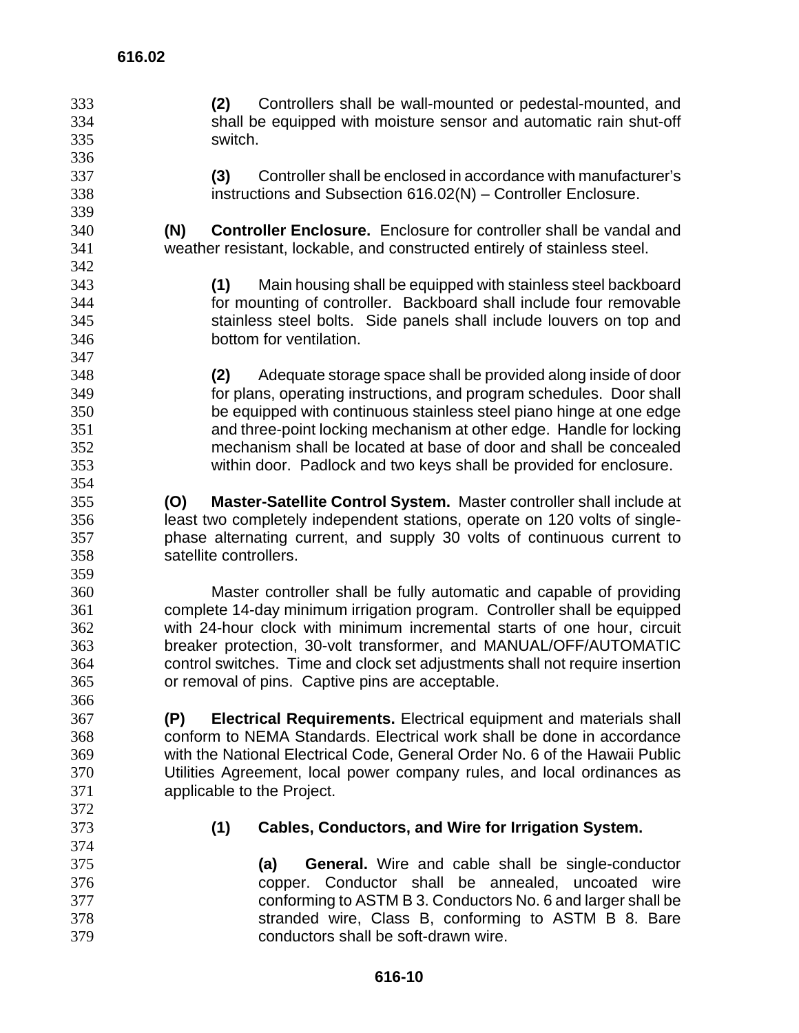**(2)** Controllers shall be wall-mounted or pedestal-mounted, and shall be equipped with moisture sensor and automatic rain shut-off switch.

**(3)** Controller shall be enclosed in accordance with manufacturer's instructions and Subsection 616.02(N) – Controller Enclosure.

**(N) Controller Enclosure.** Enclosure for controller shall be vandal and weather resistant, lockable, and constructed entirely of stainless steel.

**(1)** Main housing shall be equipped with stainless steel backboard for mounting of controller. Backboard shall include four removable stainless steel bolts. Side panels shall include louvers on top and bottom for ventilation.

**(2)** Adequate storage space shall be provided along inside of door for plans, operating instructions, and program schedules. Door shall be equipped with continuous stainless steel piano hinge at one edge and three-point locking mechanism at other edge. Handle for locking mechanism shall be located at base of door and shall be concealed within door. Padlock and two keys shall be provided for enclosure.

**(O) Master-Satellite Control System.** Master controller shall include at least two completely independent stations, operate on 120 volts of single-phase alternating current, and supply 30 volts of continuous current to satellite controllers.

Master controller shall be fully automatic and capable of providing complete 14-day minimum irrigation program. Controller shall be equipped with 24-hour clock with minimum incremental starts of one hour, circuit breaker protection, 30-volt transformer, and MANUAL/OFF/AUTOMATIC control switches. Time and clock set adjustments shall not require insertion or removal of pins. Captive pins are acceptable.

**(P) Electrical Requirements.** Electrical equipment and materials shall conform to NEMA Standards. Electrical work shall be done in accordance with the National Electrical Code, General Order No. 6 of the Hawaii Public Utilities Agreement, local power company rules, and local ordinances as applicable to the Project.

**(1) Cables, Conductors, and Wire for Irrigation System.**

**(a) General.** Wire and cable shall be single-conductor copper. Conductor shall be annealed, uncoated wire conforming to ASTM B 3. Conductors No. 6 and larger shall be stranded wire, Class B, conforming to ASTM B 8. Bare conductors shall be soft-drawn wire.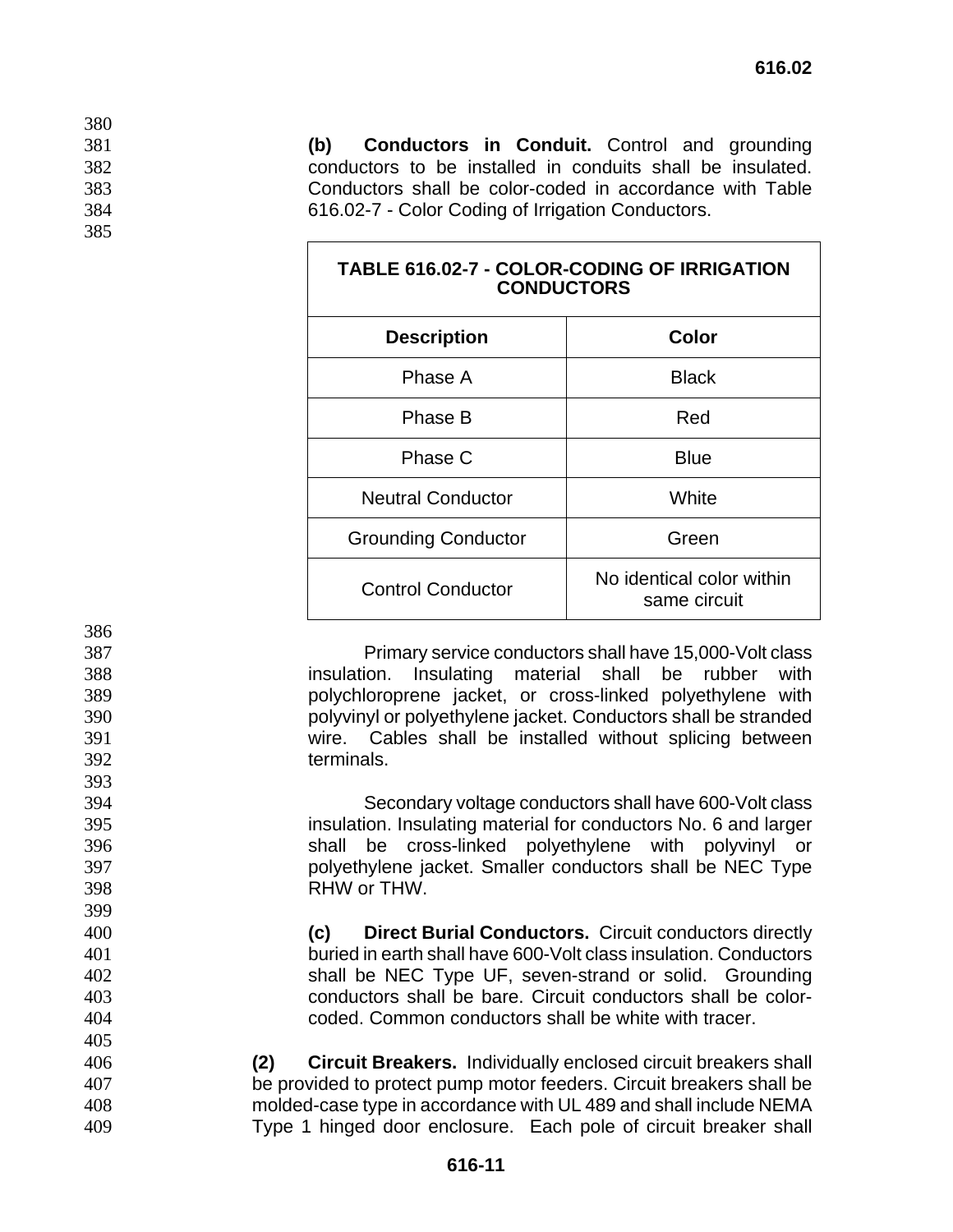**(b) Conductors in Conduit.** Control and grounding conductors to be installed in conduits shall be insulated. Conductors shall be color-coded in accordance with Table 616.02-7 - Color Coding of Irrigation Conductors.

**TABLE 616.02-7 - COLOR-CODING OF IRRIGATION CONDUCTORS**

| Description | Color |
|---|---|
| Phase A | Black |
| Phase B | Red |
| Phase C | Blue |
| Neutral Conductor | White |
| Grounding Conductor | Green |
| Control Conductor | No identical color within same circuit |

Primary service conductors shall have 15,000-Volt class insulation. Insulating material shall be rubber with polychloroprene jacket, or cross-linked polyethylene with polyvinyl or polyethylene jacket. Conductors shall be stranded wire. Cables shall be installed without splicing between terminals.

Secondary voltage conductors shall have 600-Volt class insulation. Insulating material for conductors No. 6 and larger shall be cross-linked polyethylene with polyvinyl or polyethylene jacket. Smaller conductors shall be NEC Type RHW or THW.

**(c) Direct Burial Conductors.** Circuit conductors directly buried in earth shall have 600-Volt class insulation. Conductors shall be NEC Type UF, seven-strand or solid. Grounding conductors shall be bare. Circuit conductors shall be color-coded. Common conductors shall be white with tracer.

**(2) Circuit Breakers.** Individually enclosed circuit breakers shall be provided to protect pump motor feeders. Circuit breakers shall be molded-case type in accordance with UL 489 and shall include NEMA Type 1 hinged door enclosure. Each pole of circuit breaker shall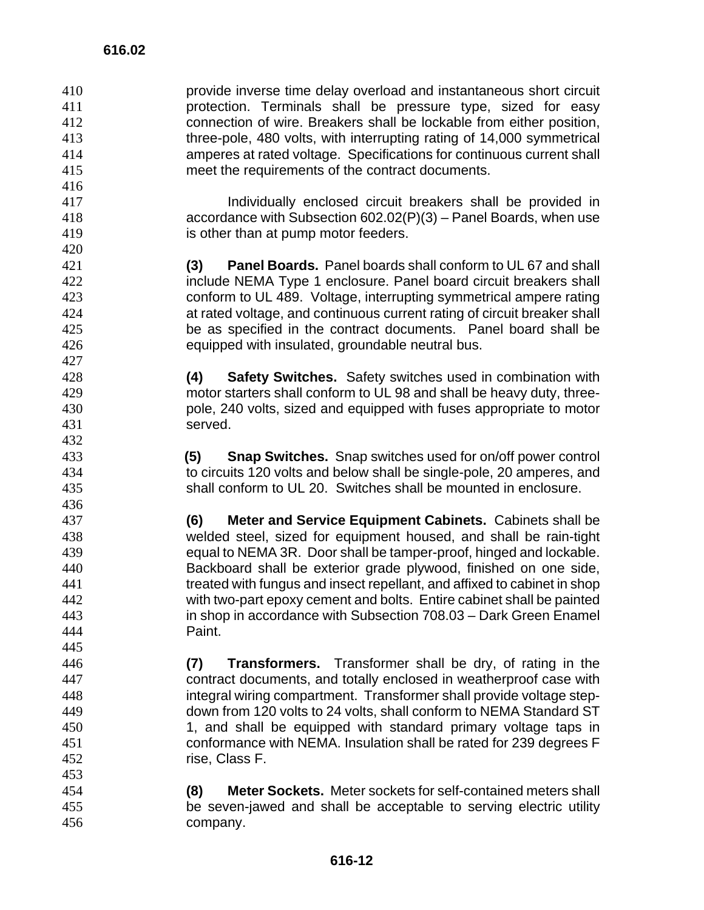provide inverse time delay overload and instantaneous short circuit protection. Terminals shall be pressure type, sized for easy connection of wire. Breakers shall be lockable from either position, three-pole, 480 volts, with interrupting rating of 14,000 symmetrical amperes at rated voltage. Specifications for continuous current shall meet the requirements of the contract documents.

Individually enclosed circuit breakers shall be provided in accordance with Subsection 602.02(P)(3) – Panel Boards, when use is other than at pump motor feeders.

**(3) Panel Boards.** Panel boards shall conform to UL 67 and shall include NEMA Type 1 enclosure. Panel board circuit breakers shall conform to UL 489. Voltage, interrupting symmetrical ampere rating at rated voltage, and continuous current rating of circuit breaker shall be as specified in the contract documents. Panel board shall be equipped with insulated, groundable neutral bus.

**(4) Safety Switches.** Safety switches used in combination with motor starters shall conform to UL 98 and shall be heavy duty, three-pole, 240 volts, sized and equipped with fuses appropriate to motor served.

**(5) Snap Switches.** Snap switches used for on/off power control to circuits 120 volts and below shall be single-pole, 20 amperes, and shall conform to UL 20. Switches shall be mounted in enclosure.

**(6) Meter and Service Equipment Cabinets.** Cabinets shall be welded steel, sized for equipment housed, and shall be rain-tight equal to NEMA 3R. Door shall be tamper-proof, hinged and lockable. Backboard shall be exterior grade plywood, finished on one side, treated with fungus and insect repellant, and affixed to cabinet in shop with two-part epoxy cement and bolts. Entire cabinet shall be painted in shop in accordance with Subsection 708.03 – Dark Green Enamel Paint.

**(7) Transformers.** Transformer shall be dry, of rating in the contract documents, and totally enclosed in weatherproof case with integral wiring compartment. Transformer shall provide voltage step-down from 120 volts to 24 volts, shall conform to NEMA Standard ST 1, and shall be equipped with standard primary voltage taps in conformance with NEMA. Insulation shall be rated for 239 degrees F rise, Class F.

**(8) Meter Sockets.** Meter sockets for self-contained meters shall be seven-jawed and shall be acceptable to serving electric utility company.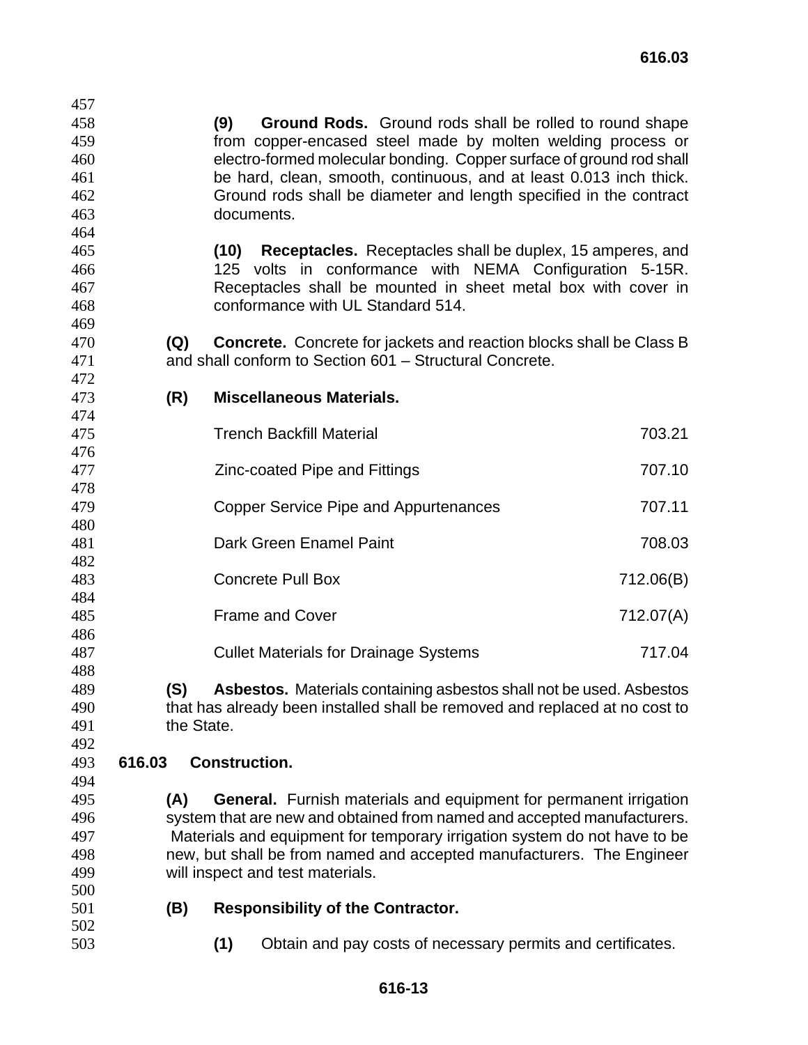**(9) Ground Rods.** Ground rods shall be rolled to round shape from copper-encased steel made by molten welding process or electro-formed molecular bonding. Copper surface of ground rod shall be hard, clean, smooth, continuous, and at least 0.013 inch thick. Ground rods shall be diameter and length specified in the contract documents.

**(10) Receptacles.** Receptacles shall be duplex, 15 amperes, and 125 volts in conformance with NEMA Configuration 5-15R. Receptacles shall be mounted in sheet metal box with cover in conformance with UL Standard 514.

**(Q) Concrete.** Concrete for jackets and reaction blocks shall be Class B and shall conform to Section 601 – Structural Concrete.

**(R) Miscellaneous Materials.**

| | |
|---|---|
| Trench Backfill Material | 703.21 |
| Zinc-coated Pipe and Fittings | 707.10 |
| Copper Service Pipe and Appurtenances | 707.11 |
| Dark Green Enamel Paint | 708.03 |
| Concrete Pull Box | 712.06(B) |
| Frame and Cover | 712.07(A) |
| Cullet Materials for Drainage Systems | 717.04 |

**(S) Asbestos.** Materials containing asbestos shall not be used. Asbestos that has already been installed shall be removed and replaced at no cost to the State.

## 616.03 Construction.

**(A) General.** Furnish materials and equipment for permanent irrigation system that are new and obtained from named and accepted manufacturers. Materials and equipment for temporary irrigation system do not have to be new, but shall be from named and accepted manufacturers. The Engineer will inspect and test materials.

**(B) Responsibility of the Contractor.**

**(1)** Obtain and pay costs of necessary permits and certificates.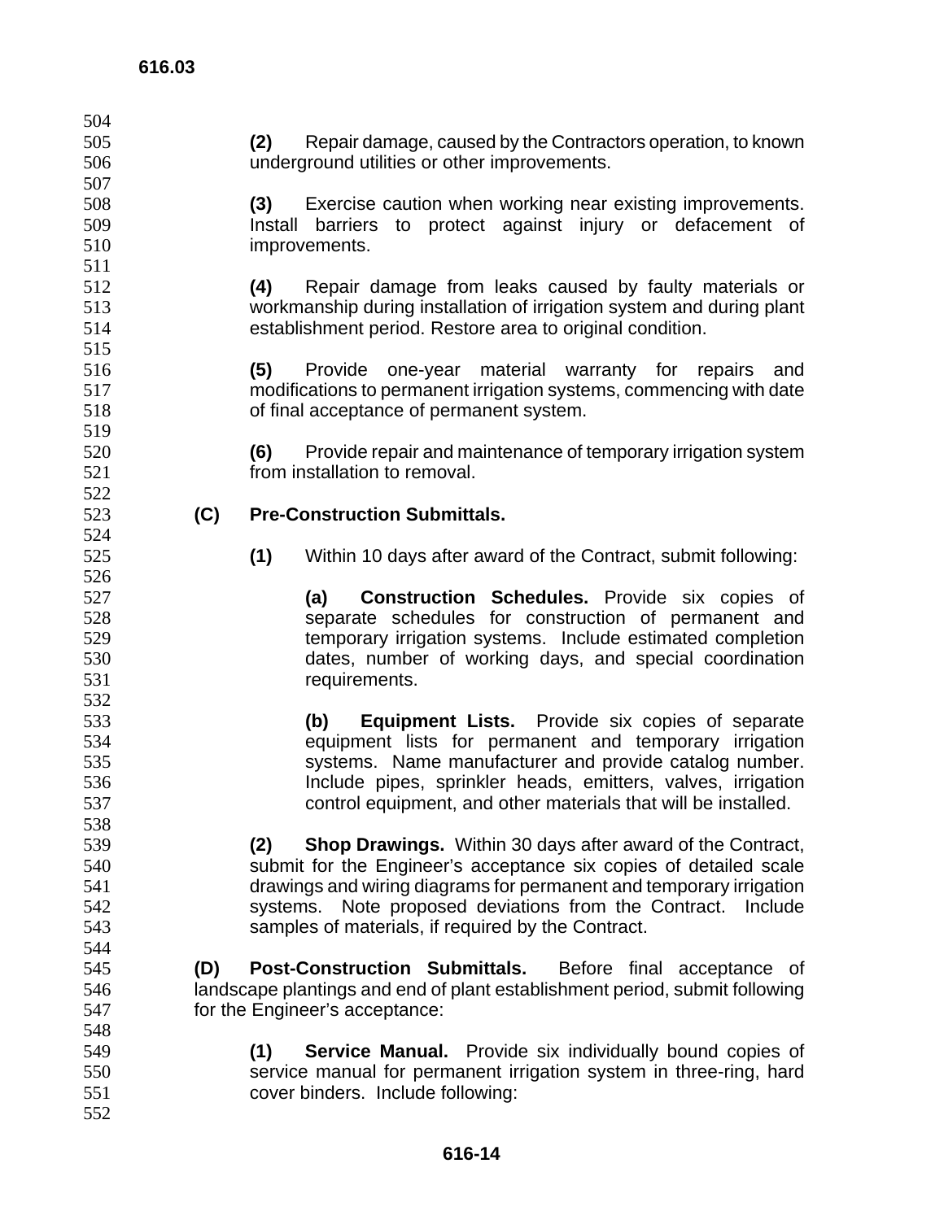**(2)** Repair damage, caused by the Contractors operation, to known underground utilities or other improvements.

**(3)** Exercise caution when working near existing improvements. Install barriers to protect against injury or defacement of improvements.

**(4)** Repair damage from leaks caused by faulty materials or workmanship during installation of irrigation system and during plant establishment period. Restore area to original condition.

**(5)** Provide one-year material warranty for repairs and modifications to permanent irrigation systems, commencing with date of final acceptance of permanent system.

**(6)** Provide repair and maintenance of temporary irrigation system from installation to removal.

**(C) Pre-Construction Submittals.**

**(1)** Within 10 days after award of the Contract, submit following:

**(a) Construction Schedules.** Provide six copies of separate schedules for construction of permanent and temporary irrigation systems. Include estimated completion dates, number of working days, and special coordination requirements.

**(b) Equipment Lists.** Provide six copies of separate equipment lists for permanent and temporary irrigation systems. Name manufacturer and provide catalog number. Include pipes, sprinkler heads, emitters, valves, irrigation control equipment, and other materials that will be installed.

**(2) Shop Drawings.** Within 30 days after award of the Contract, submit for the Engineer's acceptance six copies of detailed scale drawings and wiring diagrams for permanent and temporary irrigation systems. Note proposed deviations from the Contract. Include samples of materials, if required by the Contract.

**(D) Post-Construction Submittals.** Before final acceptance of landscape plantings and end of plant establishment period, submit following for the Engineer's acceptance:

**(1) Service Manual.** Provide six individually bound copies of service manual for permanent irrigation system in three-ring, hard cover binders. Include following: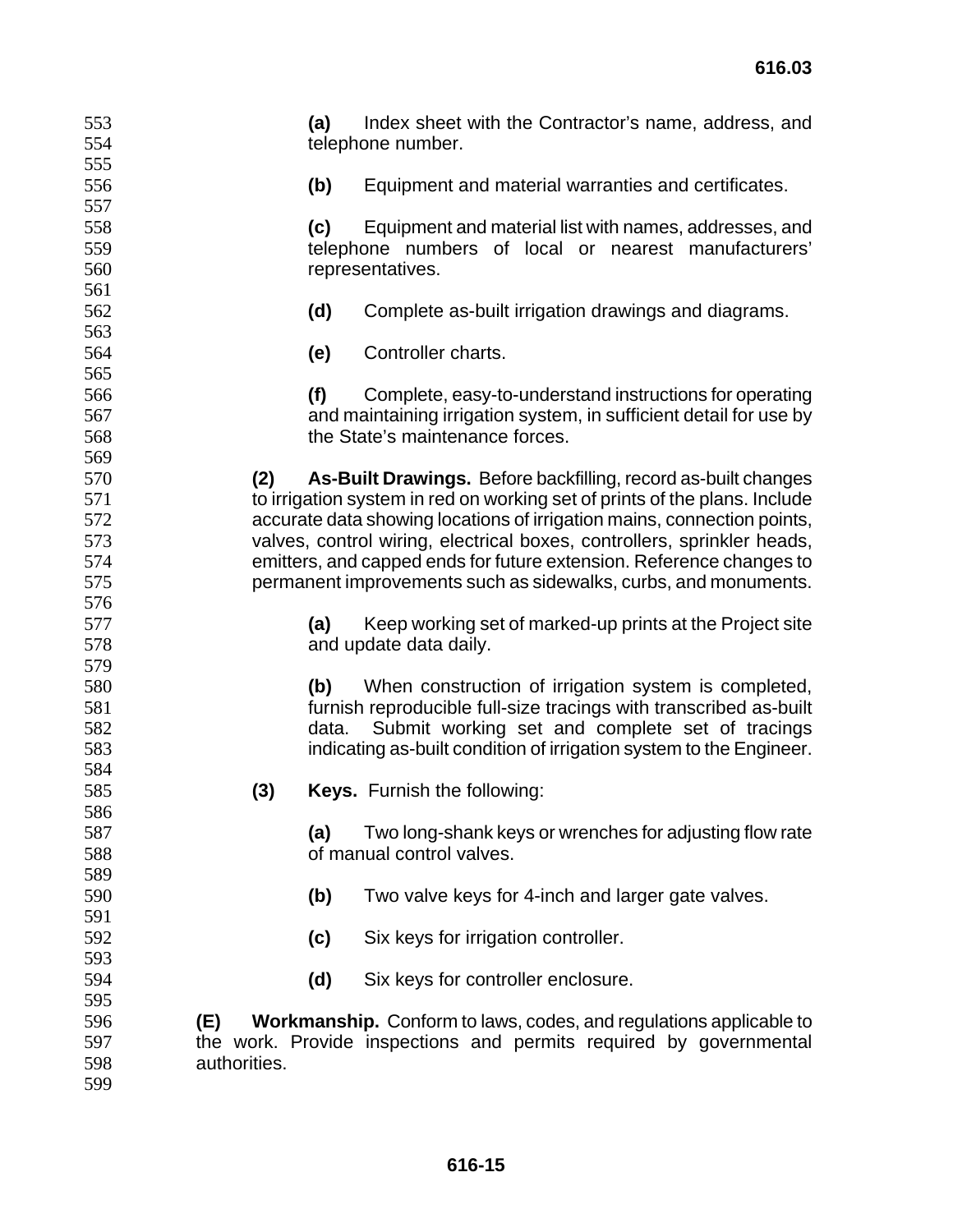**(a)** Index sheet with the Contractor's name, address, and telephone number.

**(b)** Equipment and material warranties and certificates.

**(c)** Equipment and material list with names, addresses, and telephone numbers of local or nearest manufacturers' representatives.

**(d)** Complete as-built irrigation drawings and diagrams.

**(e)** Controller charts.

**(f)** Complete, easy-to-understand instructions for operating and maintaining irrigation system, in sufficient detail for use by the State's maintenance forces.

**(2) As-Built Drawings.** Before backfilling, record as-built changes to irrigation system in red on working set of prints of the plans. Include accurate data showing locations of irrigation mains, connection points, valves, control wiring, electrical boxes, controllers, sprinkler heads, emitters, and capped ends for future extension. Reference changes to permanent improvements such as sidewalks, curbs, and monuments.

**(a)** Keep working set of marked-up prints at the Project site and update data daily.

**(b)** When construction of irrigation system is completed, furnish reproducible full-size tracings with transcribed as-built data. Submit working set and complete set of tracings indicating as-built condition of irrigation system to the Engineer.

**(3) Keys.** Furnish the following:

**(a)** Two long-shank keys or wrenches for adjusting flow rate of manual control valves.

**(b)** Two valve keys for 4-inch and larger gate valves.

**(c)** Six keys for irrigation controller.

**(d)** Six keys for controller enclosure.

**(E) Workmanship.** Conform to laws, codes, and regulations applicable to the work. Provide inspections and permits required by governmental authorities.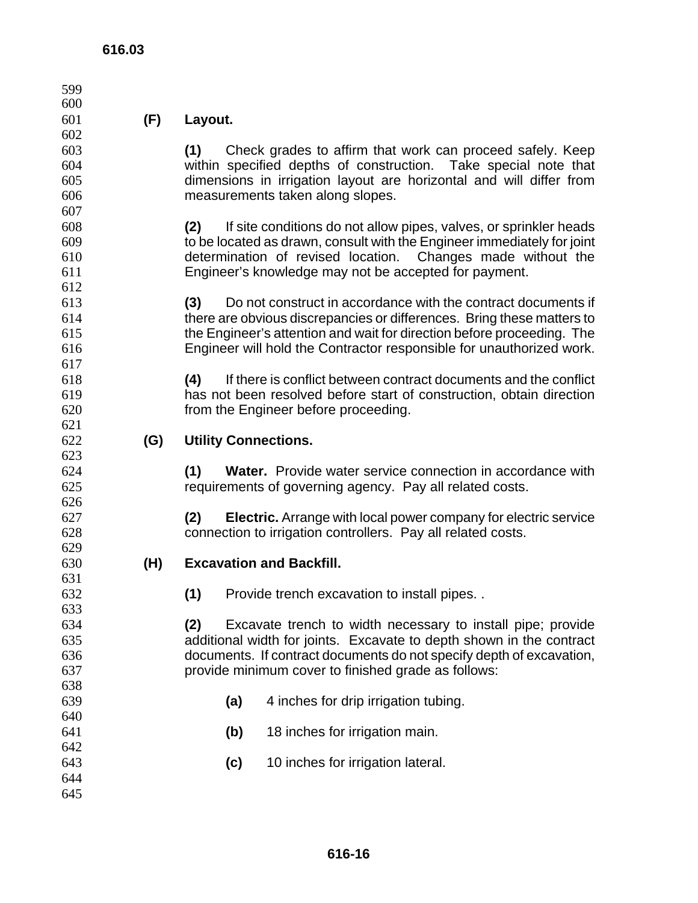**(F) Layout.**

**(1)** Check grades to affirm that work can proceed safely. Keep within specified depths of construction. Take special note that dimensions in irrigation layout are horizontal and will differ from measurements taken along slopes.

**(2)** If site conditions do not allow pipes, valves, or sprinkler heads to be located as drawn, consult with the Engineer immediately for joint determination of revised location. Changes made without the Engineer's knowledge may not be accepted for payment.

**(3)** Do not construct in accordance with the contract documents if there are obvious discrepancies or differences. Bring these matters to the Engineer's attention and wait for direction before proceeding. The Engineer will hold the Contractor responsible for unauthorized work.

**(4)** If there is conflict between contract documents and the conflict has not been resolved before start of construction, obtain direction from the Engineer before proceeding.

**(G) Utility Connections.**

**(1) Water.** Provide water service connection in accordance with requirements of governing agency. Pay all related costs.

**(2) Electric.** Arrange with local power company for electric service connection to irrigation controllers. Pay all related costs.

**(H) Excavation and Backfill.**

**(1)** Provide trench excavation to install pipes. .

**(2)** Excavate trench to width necessary to install pipe; provide additional width for joints. Excavate to depth shown in the contract documents. If contract documents do not specify depth of excavation, provide minimum cover to finished grade as follows:

**(a)** 4 inches for drip irrigation tubing.

**(b)** 18 inches for irrigation main.

**(c)** 10 inches for irrigation lateral.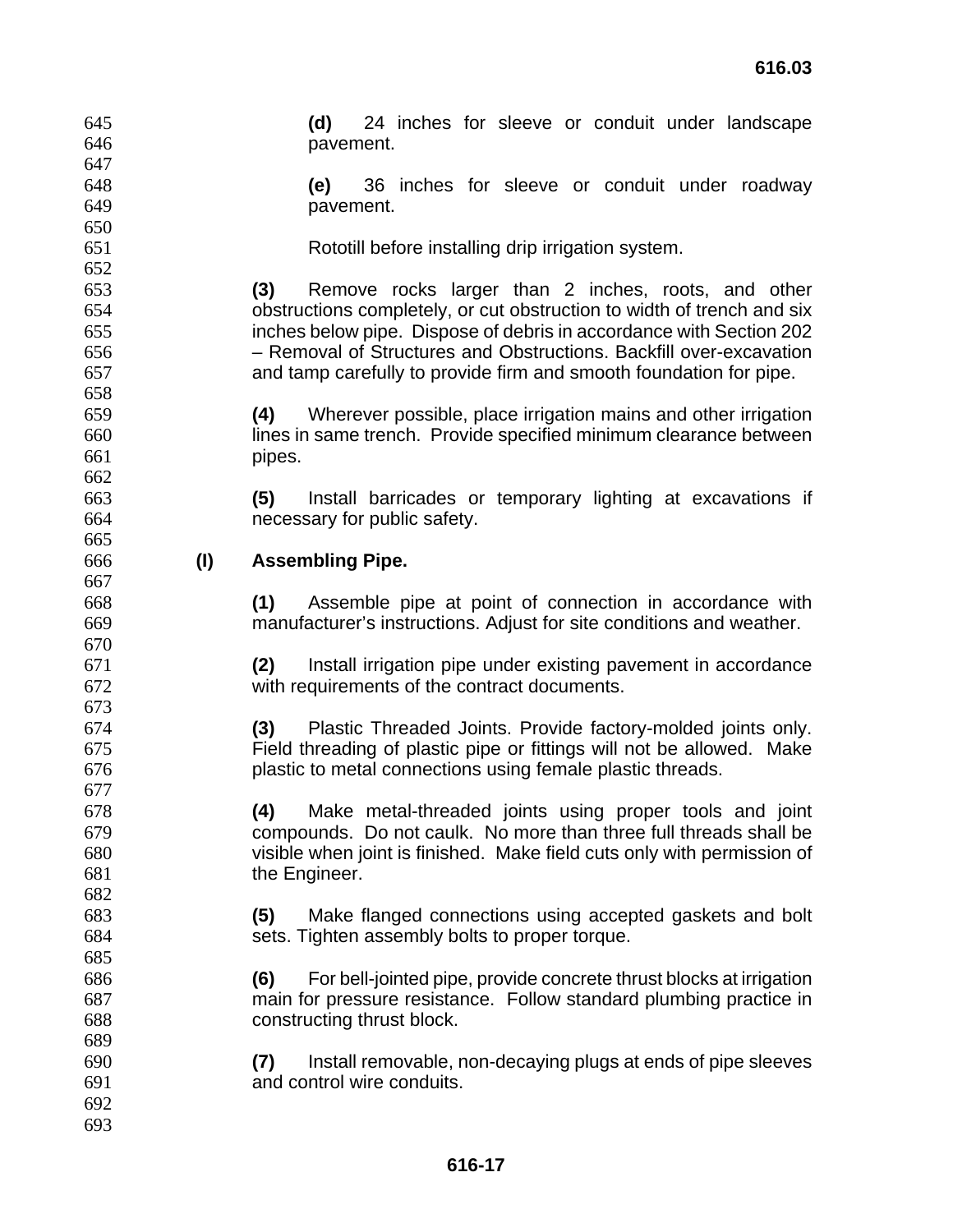**(d)** 24 inches for sleeve or conduit under landscape pavement.

**(e)** 36 inches for sleeve or conduit under roadway pavement.

Rototill before installing drip irrigation system.

**(3)** Remove rocks larger than 2 inches, roots, and other obstructions completely, or cut obstruction to width of trench and six inches below pipe. Dispose of debris in accordance with Section 202 – Removal of Structures and Obstructions. Backfill over-excavation and tamp carefully to provide firm and smooth foundation for pipe.

**(4)** Wherever possible, place irrigation mains and other irrigation lines in same trench. Provide specified minimum clearance between pipes.

**(5)** Install barricades or temporary lighting at excavations if necessary for public safety.

**(I) Assembling Pipe.**

**(1)** Assemble pipe at point of connection in accordance with manufacturer's instructions. Adjust for site conditions and weather.

**(2)** Install irrigation pipe under existing pavement in accordance with requirements of the contract documents.

**(3)** Plastic Threaded Joints. Provide factory-molded joints only. Field threading of plastic pipe or fittings will not be allowed. Make plastic to metal connections using female plastic threads.

**(4)** Make metal-threaded joints using proper tools and joint compounds. Do not caulk. No more than three full threads shall be visible when joint is finished. Make field cuts only with permission of the Engineer.

**(5)** Make flanged connections using accepted gaskets and bolt sets. Tighten assembly bolts to proper torque.

**(6)** For bell-jointed pipe, provide concrete thrust blocks at irrigation main for pressure resistance. Follow standard plumbing practice in constructing thrust block.

**(7)** Install removable, non-decaying plugs at ends of pipe sleeves and control wire conduits.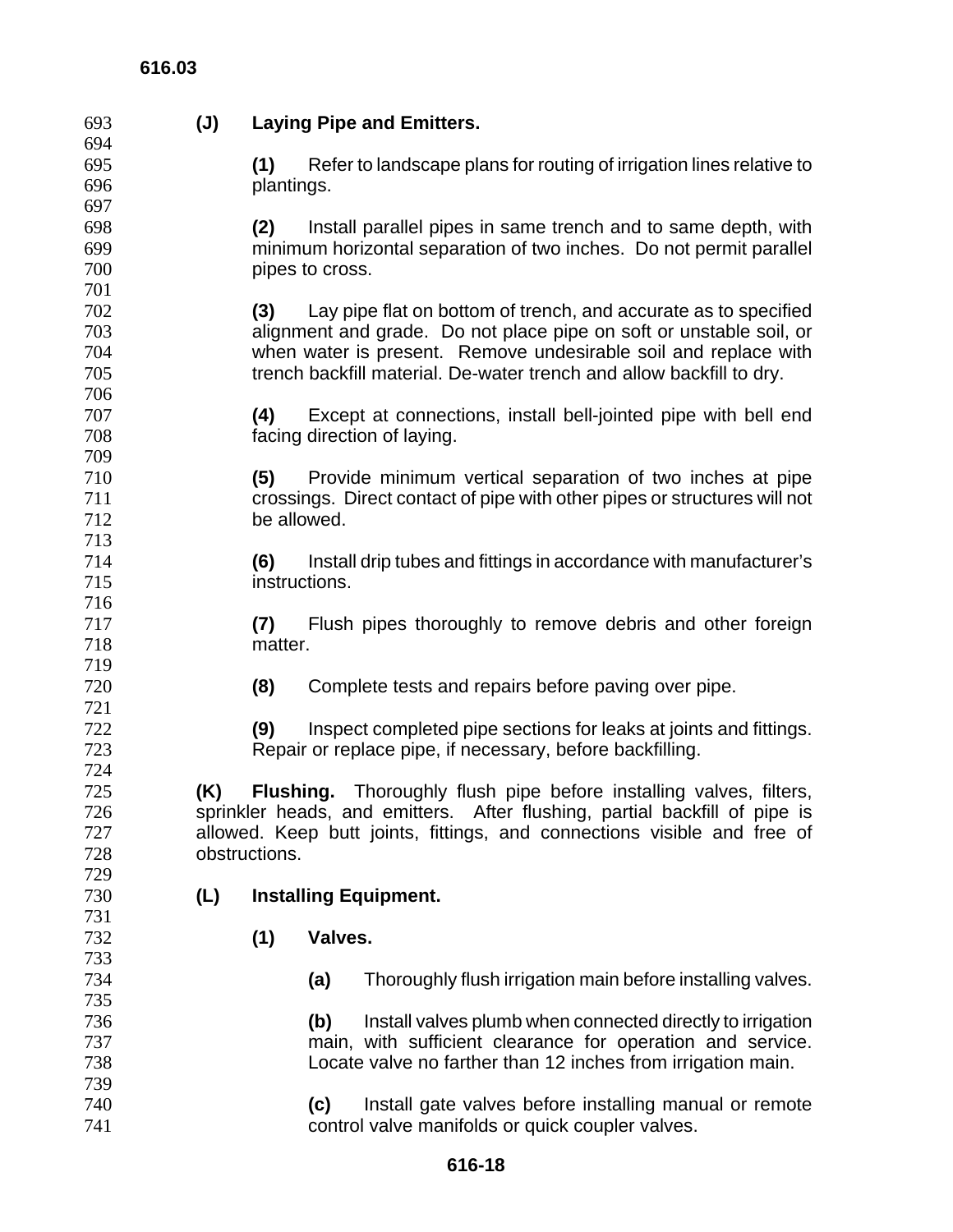**(J) Laying Pipe and Emitters.**

**(1)** Refer to landscape plans for routing of irrigation lines relative to plantings.

**(2)** Install parallel pipes in same trench and to same depth, with minimum horizontal separation of two inches. Do not permit parallel pipes to cross.

**(3)** Lay pipe flat on bottom of trench, and accurate as to specified alignment and grade. Do not place pipe on soft or unstable soil, or when water is present. Remove undesirable soil and replace with trench backfill material. De-water trench and allow backfill to dry.

**(4)** Except at connections, install bell-jointed pipe with bell end facing direction of laying.

**(5)** Provide minimum vertical separation of two inches at pipe crossings. Direct contact of pipe with other pipes or structures will not be allowed.

**(6)** Install drip tubes and fittings in accordance with manufacturer's instructions.

**(7)** Flush pipes thoroughly to remove debris and other foreign matter.

**(8)** Complete tests and repairs before paving over pipe.

**(9)** Inspect completed pipe sections for leaks at joints and fittings. Repair or replace pipe, if necessary, before backfilling.

**(K) Flushing.** Thoroughly flush pipe before installing valves, filters, sprinkler heads, and emitters. After flushing, partial backfill of pipe is allowed. Keep butt joints, fittings, and connections visible and free of obstructions.

**(L) Installing Equipment.**

**(1) Valves.**

**(a)** Thoroughly flush irrigation main before installing valves.

**(b)** Install valves plumb when connected directly to irrigation main, with sufficient clearance for operation and service. Locate valve no farther than 12 inches from irrigation main.

**(c)** Install gate valves before installing manual or remote control valve manifolds or quick coupler valves.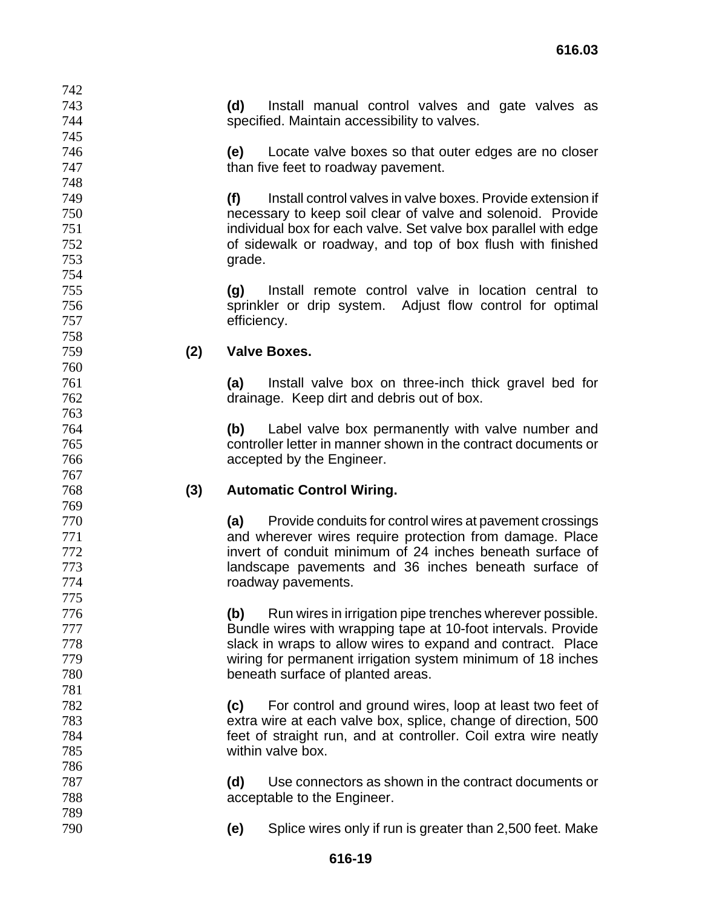**(d)** Install manual control valves and gate valves as specified. Maintain accessibility to valves.

**(e)** Locate valve boxes so that outer edges are no closer than five feet to roadway pavement.

**(f)** Install control valves in valve boxes. Provide extension if necessary to keep soil clear of valve and solenoid. Provide individual box for each valve. Set valve box parallel with edge of sidewalk or roadway, and top of box flush with finished grade.

**(g)** Install remote control valve in location central to sprinkler or drip system. Adjust flow control for optimal efficiency.

**(2) Valve Boxes.**

**(a)** Install valve box on three-inch thick gravel bed for drainage. Keep dirt and debris out of box.

**(b)** Label valve box permanently with valve number and controller letter in manner shown in the contract documents or accepted by the Engineer.

**(3) Automatic Control Wiring.**

**(a)** Provide conduits for control wires at pavement crossings and wherever wires require protection from damage. Place invert of conduit minimum of 24 inches beneath surface of landscape pavements and 36 inches beneath surface of roadway pavements.

**(b)** Run wires in irrigation pipe trenches wherever possible. Bundle wires with wrapping tape at 10-foot intervals. Provide slack in wraps to allow wires to expand and contract. Place wiring for permanent irrigation system minimum of 18 inches beneath surface of planted areas.

**(c)** For control and ground wires, loop at least two feet of extra wire at each valve box, splice, change of direction, 500 feet of straight run, and at controller. Coil extra wire neatly within valve box.

**(d)** Use connectors as shown in the contract documents or acceptable to the Engineer.

**(e)** Splice wires only if run is greater than 2,500 feet. Make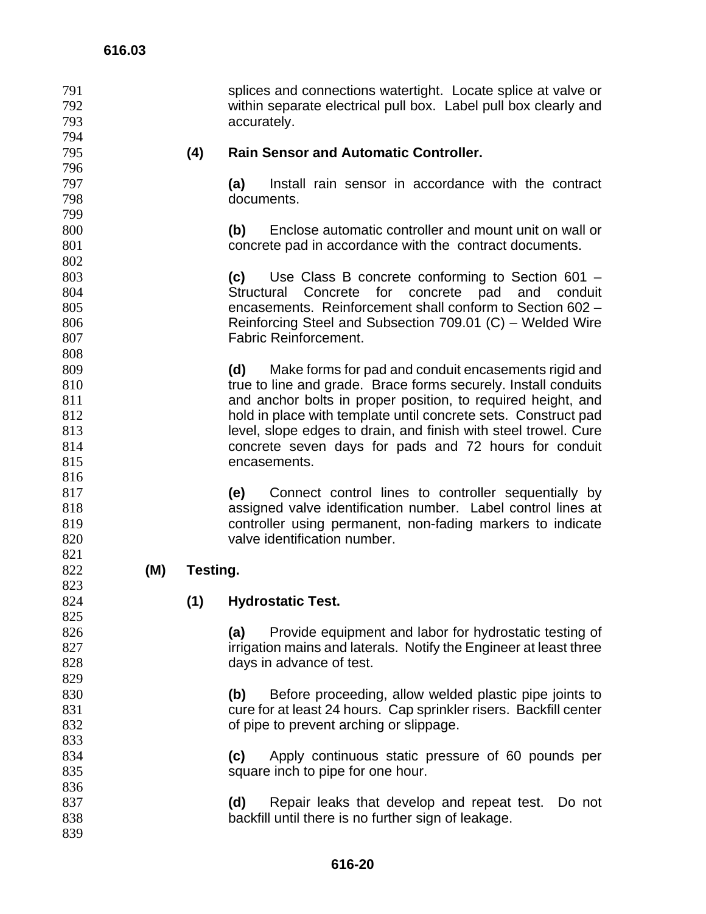splices and connections watertight. Locate splice at valve or within separate electrical pull box. Label pull box clearly and accurately.

**(4) Rain Sensor and Automatic Controller.**

**(a)** Install rain sensor in accordance with the contract documents.

**(b)** Enclose automatic controller and mount unit on wall or concrete pad in accordance with the contract documents.

**(c)** Use Class B concrete conforming to Section 601 – Structural Concrete for concrete pad and conduit encasements. Reinforcement shall conform to Section 602 – Reinforcing Steel and Subsection 709.01 (C) – Welded Wire Fabric Reinforcement.

**(d)** Make forms for pad and conduit encasements rigid and true to line and grade. Brace forms securely. Install conduits and anchor bolts in proper position, to required height, and hold in place with template until concrete sets. Construct pad level, slope edges to drain, and finish with steel trowel. Cure concrete seven days for pads and 72 hours for conduit encasements.

**(e)** Connect control lines to controller sequentially by assigned valve identification number. Label control lines at controller using permanent, non-fading markers to indicate valve identification number.

**(M) Testing.**

**(1) Hydrostatic Test.**

**(a)** Provide equipment and labor for hydrostatic testing of irrigation mains and laterals. Notify the Engineer at least three days in advance of test.

**(b)** Before proceeding, allow welded plastic pipe joints to cure for at least 24 hours. Cap sprinkler risers. Backfill center of pipe to prevent arching or slippage.

**(c)** Apply continuous static pressure of 60 pounds per square inch to pipe for one hour.

**(d)** Repair leaks that develop and repeat test. Do not backfill until there is no further sign of leakage.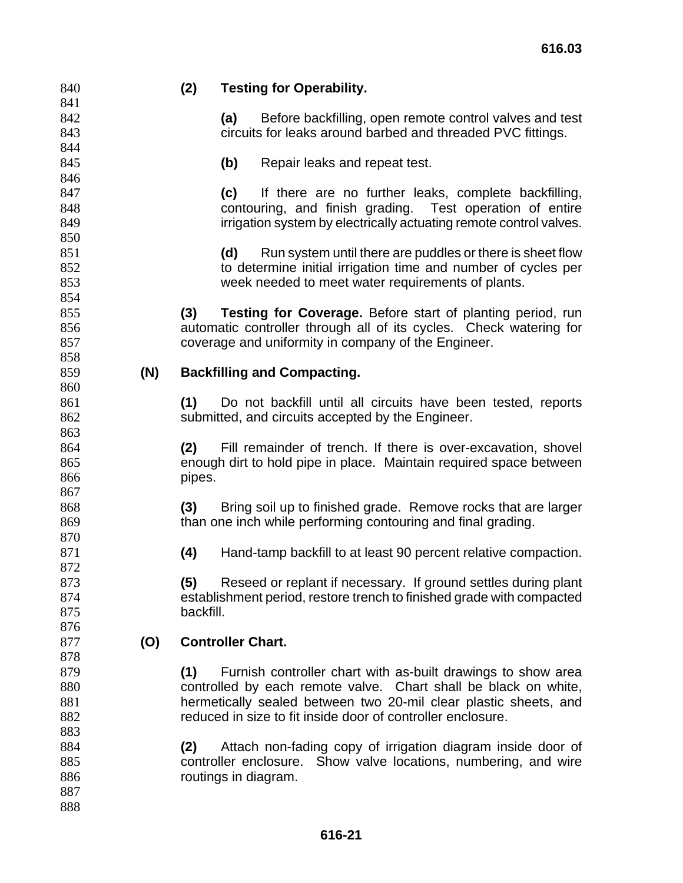**(2) Testing for Operability.**

**(a)** Before backfilling, open remote control valves and test circuits for leaks around barbed and threaded PVC fittings.

**(b)** Repair leaks and repeat test.

**(c)** If there are no further leaks, complete backfilling, contouring, and finish grading. Test operation of entire irrigation system by electrically actuating remote control valves.

**(d)** Run system until there are puddles or there is sheet flow to determine initial irrigation time and number of cycles per week needed to meet water requirements of plants.

**(3) Testing for Coverage.** Before start of planting period, run automatic controller through all of its cycles. Check watering for coverage and uniformity in company of the Engineer.

**(N) Backfilling and Compacting.**

**(1)** Do not backfill until all circuits have been tested, reports submitted, and circuits accepted by the Engineer.

**(2)** Fill remainder of trench. If there is over-excavation, shovel enough dirt to hold pipe in place. Maintain required space between pipes.

**(3)** Bring soil up to finished grade. Remove rocks that are larger than one inch while performing contouring and final grading.

**(4)** Hand-tamp backfill to at least 90 percent relative compaction.

**(5)** Reseed or replant if necessary. If ground settles during plant establishment period, restore trench to finished grade with compacted backfill.

**(O) Controller Chart.**

**(1)** Furnish controller chart with as-built drawings to show area controlled by each remote valve. Chart shall be black on white, hermetically sealed between two 20-mil clear plastic sheets, and reduced in size to fit inside door of controller enclosure.

**(2)** Attach non-fading copy of irrigation diagram inside door of controller enclosure. Show valve locations, numbering, and wire routings in diagram.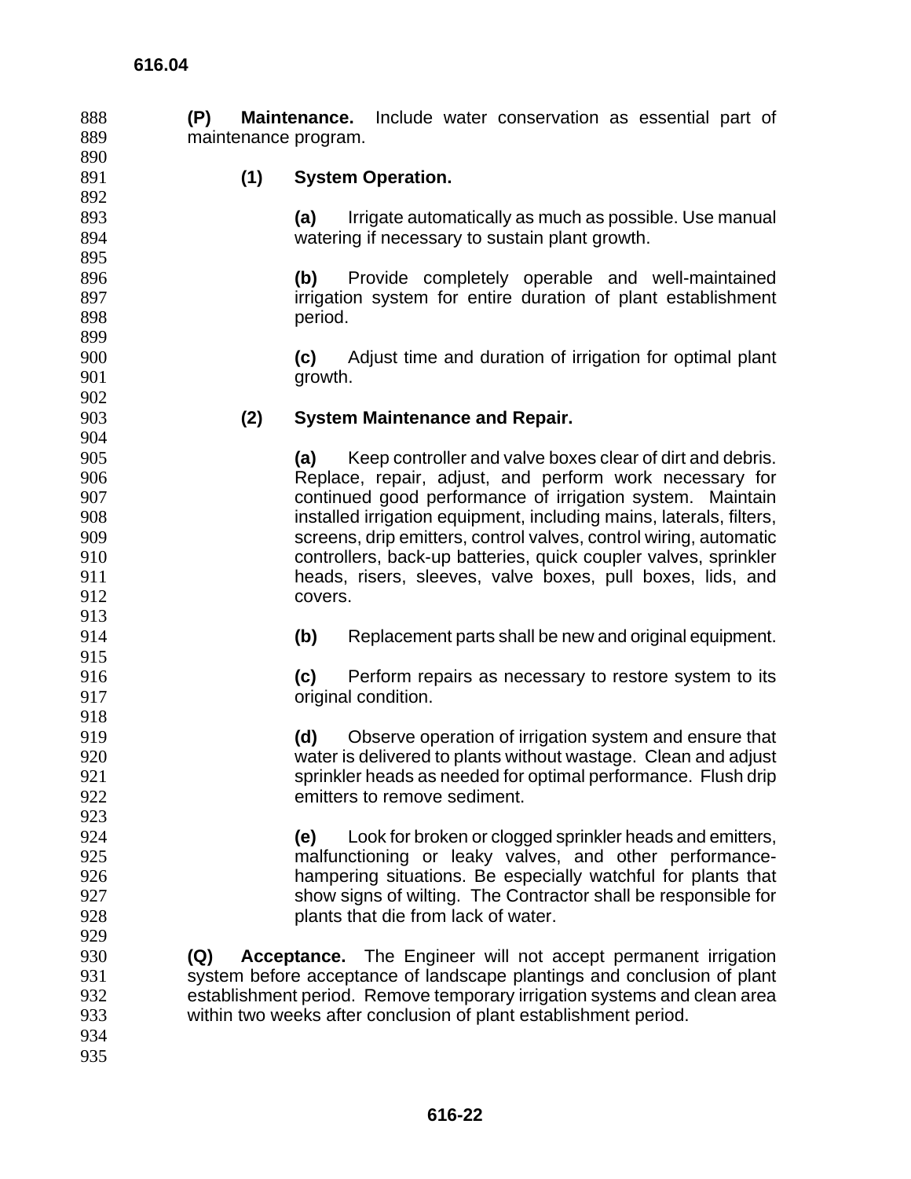**(P) Maintenance.** Include water conservation as essential part of maintenance program.

**(1) System Operation.**

**(a)** Irrigate automatically as much as possible. Use manual watering if necessary to sustain plant growth.

**(b)** Provide completely operable and well-maintained irrigation system for entire duration of plant establishment period.

**(c)** Adjust time and duration of irrigation for optimal plant growth.

**(2) System Maintenance and Repair.**

**(a)** Keep controller and valve boxes clear of dirt and debris. Replace, repair, adjust, and perform work necessary for continued good performance of irrigation system. Maintain installed irrigation equipment, including mains, laterals, filters, screens, drip emitters, control valves, control wiring, automatic controllers, back-up batteries, quick coupler valves, sprinkler heads, risers, sleeves, valve boxes, pull boxes, lids, and covers.

**(b)** Replacement parts shall be new and original equipment.

**(c)** Perform repairs as necessary to restore system to its original condition.

**(d)** Observe operation of irrigation system and ensure that water is delivered to plants without wastage. Clean and adjust sprinkler heads as needed for optimal performance. Flush drip emitters to remove sediment.

**(e)** Look for broken or clogged sprinkler heads and emitters, malfunctioning or leaky valves, and other performance-hampering situations. Be especially watchful for plants that show signs of wilting. The Contractor shall be responsible for plants that die from lack of water.

**(Q) Acceptance.** The Engineer will not accept permanent irrigation system before acceptance of landscape plantings and conclusion of plant establishment period. Remove temporary irrigation systems and clean area within two weeks after conclusion of plant establishment period.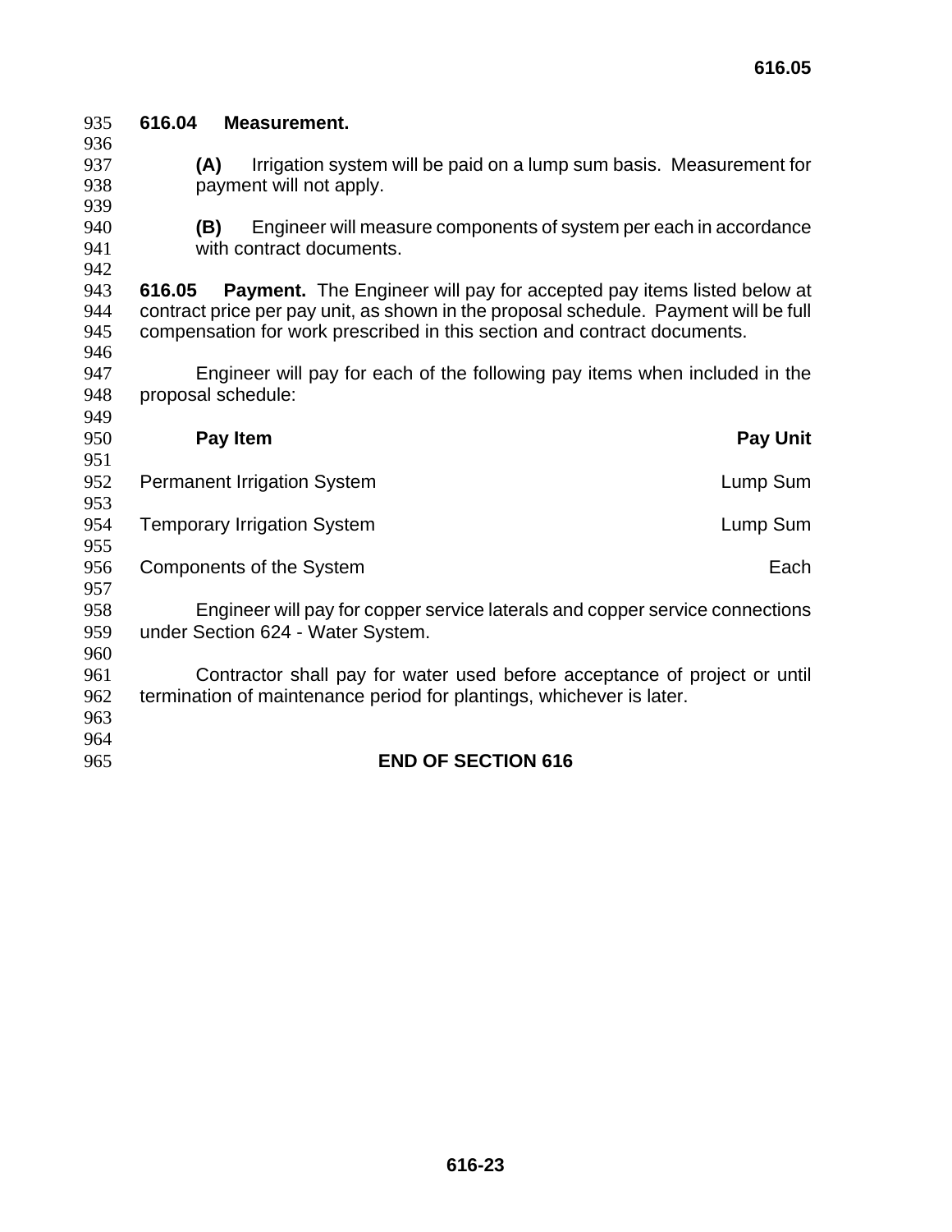**616.04 Measurement.**

**(A)** Irrigation system will be paid on a lump sum basis. Measurement for payment will not apply.

**(B)** Engineer will measure components of system per each in accordance with contract documents.

**616.05 Payment.** The Engineer will pay for accepted pay items listed below at contract price per pay unit, as shown in the proposal schedule. Payment will be full compensation for work prescribed in this section and contract documents.

Engineer will pay for each of the following pay items when included in the proposal schedule:

| Pay Item | Pay Unit |
|---|---|
| Permanent Irrigation System | Lump Sum |
| Temporary Irrigation System | Lump Sum |
| Components of the System | Each |

Engineer will pay for copper service laterals and copper service connections under Section 624 - Water System.

Contractor shall pay for water used before acceptance of project or until termination of maintenance period for plantings, whichever is later.

**END OF SECTION 616**